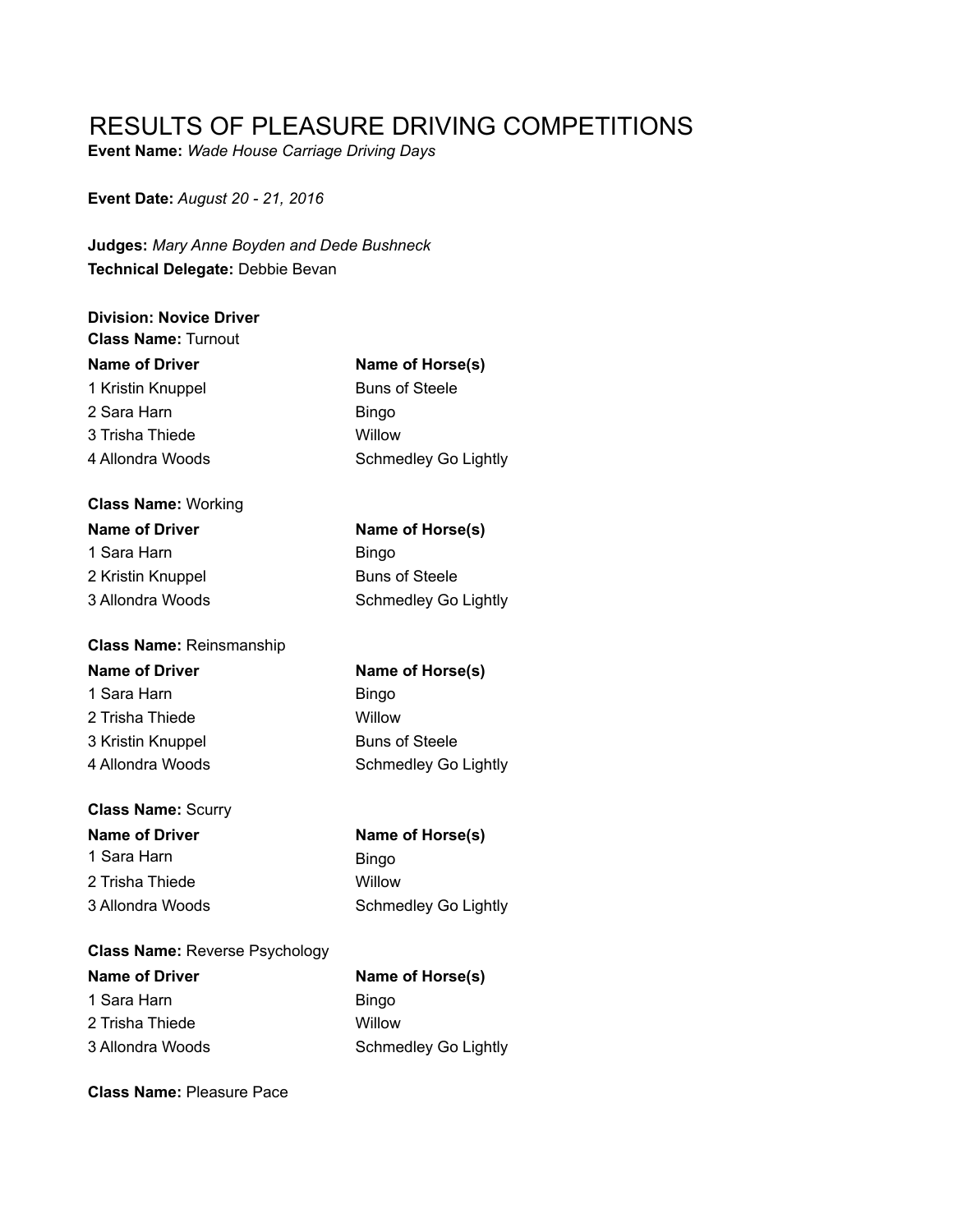# RESULTS OF PLEASURE DRIVING COMPETITIONS

**Event Name:** *Wade House Carriage Driving Days*

**Event Date:** *August 20 - 21, 2016*

**Judges:** *Mary Anne Boyden and Dede Bushneck*
**Technical Delegate:** Debbie Bevan

**Division: Novice Driver**
**Class Name:** Turnout

| Name of Driver | Name of Horse(s) |
|---|---|
| 1 Kristin Knuppel | Buns of Steele |
| 2 Sara Harn | Bingo |
| 3 Trisha Thiede | Willow |
| 4 Allondra Woods | Schmedley Go Lightly |

**Class Name:** Working

| Name of Driver | Name of Horse(s) |
|---|---|
| 1 Sara Harn | Bingo |
| 2 Kristin Knuppel | Buns of Steele |
| 3 Allondra Woods | Schmedley Go Lightly |

**Class Name:** Reinsmanship

| Name of Driver | Name of Horse(s) |
|---|---|
| 1 Sara Harn | Bingo |
| 2 Trisha Thiede | Willow |
| 3 Kristin Knuppel | Buns of Steele |
| 4 Allondra Woods | Schmedley Go Lightly |

**Class Name:** Scurry

| Name of Driver | Name of Horse(s) |
|---|---|
| 1 Sara Harn | Bingo |
| 2 Trisha Thiede | Willow |
| 3 Allondra Woods | Schmedley Go Lightly |

**Class Name:** Reverse Psychology

| Name of Driver | Name of Horse(s) |
|---|---|
| 1 Sara Harn | Bingo |
| 2 Trisha Thiede | Willow |
| 3 Allondra Woods | Schmedley Go Lightly |

**Class Name:** Pleasure Pace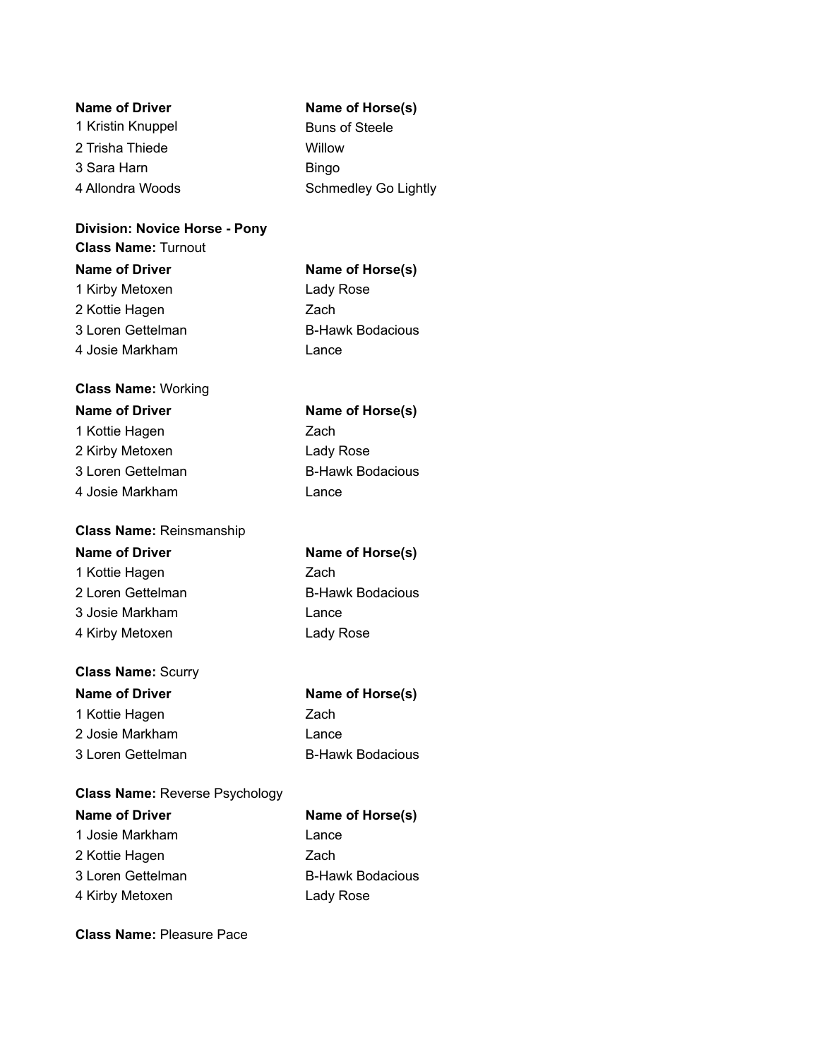| Name of Driver | Name of Horse(s) |
| --- | --- |
| 1 Kristin Knuppel | Buns of Steele |
| 2 Trisha Thiede | Willow |
| 3 Sara Harn | Bingo |
| 4 Allondra Woods | Schmedley Go Lightly |

**Division: Novice Horse - Pony**

**Class Name:** Turnout

| Name of Driver | Name of Horse(s) |
| --- | --- |
| 1 Kirby Metoxen | Lady Rose |
| 2 Kottie Hagen | Zach |
| 3 Loren Gettelman | B-Hawk Bodacious |
| 4 Josie Markham | Lance |

**Class Name:** Working

| Name of Driver | Name of Horse(s) |
| --- | --- |
| 1 Kottie Hagen | Zach |
| 2 Kirby Metoxen | Lady Rose |
| 3 Loren Gettelman | B-Hawk Bodacious |
| 4 Josie Markham | Lance |

**Class Name:** Reinsmanship

| Name of Driver | Name of Horse(s) |
| --- | --- |
| 1 Kottie Hagen | Zach |
| 2 Loren Gettelman | B-Hawk Bodacious |
| 3 Josie Markham | Lance |
| 4 Kirby Metoxen | Lady Rose |

**Class Name:** Scurry

| Name of Driver | Name of Horse(s) |
| --- | --- |
| 1 Kottie Hagen | Zach |
| 2 Josie Markham | Lance |
| 3 Loren Gettelman | B-Hawk Bodacious |

**Class Name:** Reverse Psychology

| Name of Driver | Name of Horse(s) |
| --- | --- |
| 1 Josie Markham | Lance |
| 2 Kottie Hagen | Zach |
| 3 Loren Gettelman | B-Hawk Bodacious |
| 4 Kirby Metoxen | Lady Rose |

**Class Name:** Pleasure Pace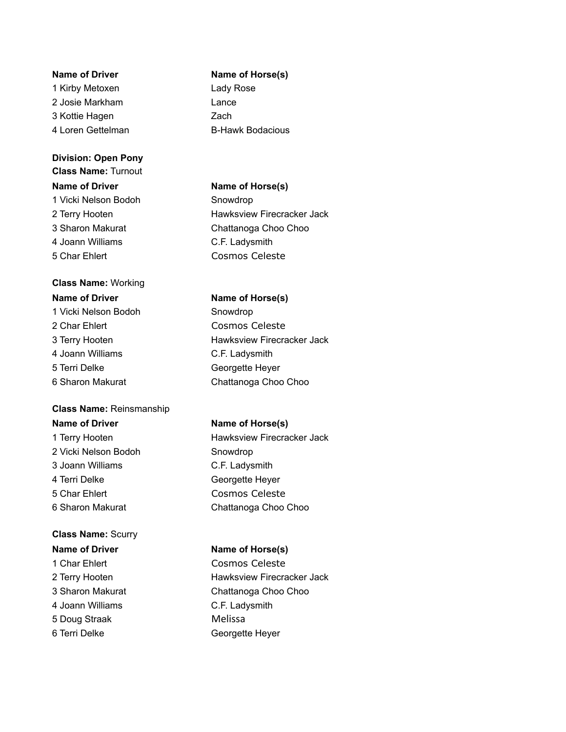| Name of Driver | Name of Horse(s) |
|---|---|
| 1 Kirby Metoxen | Lady Rose |
| 2 Josie Markham | Lance |
| 3 Kottie Hagen | Zach |
| 4 Loren Gettelman | B-Hawk Bodacious |

**Division:** Open Pony

**Class Name:** Turnout

| Name of Driver | Name of Horse(s) |
|---|---|
| 1 Vicki Nelson Bodoh | Snowdrop |
| 2 Terry Hooten | Hawksview Firecracker Jack |
| 3 Sharon Makurat | Chattanoga Choo Choo |
| 4 Joann Williams | C.F. Ladysmith |
| 5 Char Ehlert | Cosmos Celeste |

**Class Name:** Working

| Name of Driver | Name of Horse(s) |
|---|---|
| 1 Vicki Nelson Bodoh | Snowdrop |
| 2 Char Ehlert | Cosmos Celeste |
| 3 Terry Hooten | Hawksview Firecracker Jack |
| 4 Joann Williams | C.F. Ladysmith |
| 5 Terri Delke | Georgette Heyer |
| 6 Sharon Makurat | Chattanoga Choo Choo |

**Class Name:** Reinsmanship

| Name of Driver | Name of Horse(s) |
|---|---|
| 1 Terry Hooten | Hawksview Firecracker Jack |
| 2 Vicki Nelson Bodoh | Snowdrop |
| 3 Joann Williams | C.F. Ladysmith |
| 4 Terri Delke | Georgette Heyer |
| 5 Char Ehlert | Cosmos Celeste |
| 6 Sharon Makurat | Chattanoga Choo Choo |

**Class Name:** Scurry

| Name of Driver | Name of Horse(s) |
|---|---|
| 1 Char Ehlert | Cosmos Celeste |
| 2 Terry Hooten | Hawksview Firecracker Jack |
| 3 Sharon Makurat | Chattanoga Choo Choo |
| 4 Joann Williams | C.F. Ladysmith |
| 5 Doug Straak | Melissa |
| 6 Terri Delke | Georgette Heyer |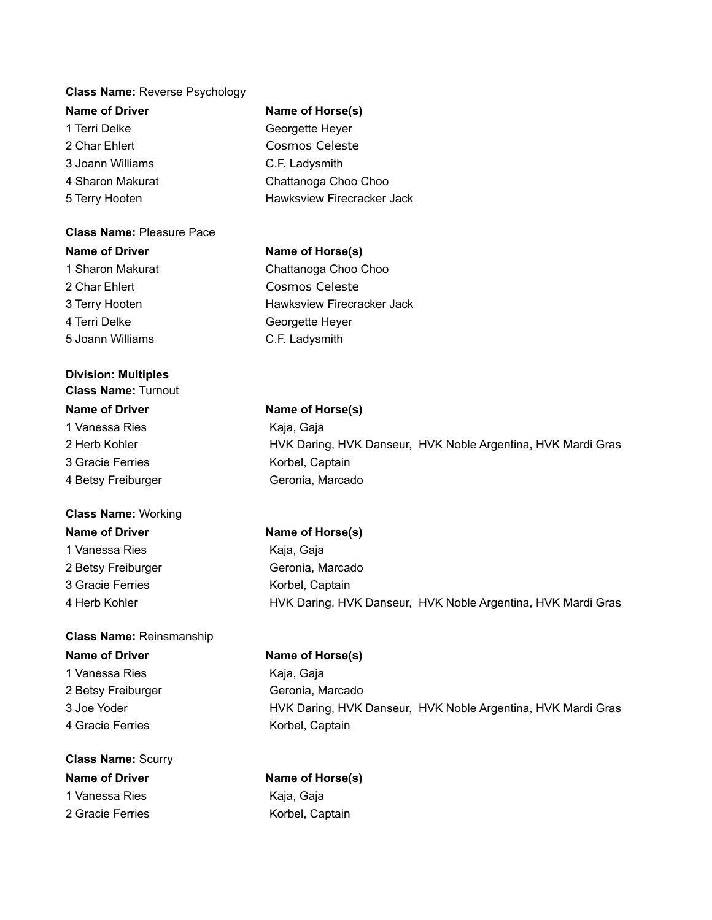**Class Name:** Reverse Psychology

| Name of Driver | Name of Horse(s) |
| --- | --- |
| 1 Terri Delke | Georgette Heyer |
| 2 Char Ehlert | Cosmos Celeste |
| 3 Joann Williams | C.F. Ladysmith |
| 4 Sharon Makurat | Chattanoga Choo Choo |
| 5 Terry Hooten | Hawksview Firecracker Jack |

**Class Name:** Pleasure Pace

| Name of Driver | Name of Horse(s) |
| --- | --- |
| 1 Sharon Makurat | Chattanoga Choo Choo |
| 2 Char Ehlert | Cosmos Celeste |
| 3 Terry Hooten | Hawksview Firecracker Jack |
| 4 Terri Delke | Georgette Heyer |
| 5 Joann Williams | C.F. Ladysmith |

**Division: Multiples**

**Class Name:** Turnout

| Name of Driver | Name of Horse(s) |
| --- | --- |
| 1 Vanessa Ries | Kaja, Gaja |
| 2 Herb Kohler | HVK Daring, HVK Danseur, HVK Noble Argentina, HVK Mardi Gras |
| 3 Gracie Ferries | Korbel, Captain |
| 4 Betsy Freiburger | Geronia, Marcado |

**Class Name:** Working

| Name of Driver | Name of Horse(s) |
| --- | --- |
| 1 Vanessa Ries | Kaja, Gaja |
| 2 Betsy Freiburger | Geronia, Marcado |
| 3 Gracie Ferries | Korbel, Captain |
| 4 Herb Kohler | HVK Daring, HVK Danseur, HVK Noble Argentina, HVK Mardi Gras |

**Class Name:** Reinsmanship

| Name of Driver | Name of Horse(s) |
| --- | --- |
| 1 Vanessa Ries | Kaja, Gaja |
| 2 Betsy Freiburger | Geronia, Marcado |
| 3 Joe Yoder | HVK Daring, HVK Danseur, HVK Noble Argentina, HVK Mardi Gras |
| 4 Gracie Ferries | Korbel, Captain |

**Class Name:** Scurry

| Name of Driver | Name of Horse(s) |
| --- | --- |
| 1 Vanessa Ries | Kaja, Gaja |
| 2 Gracie Ferries | Korbel, Captain |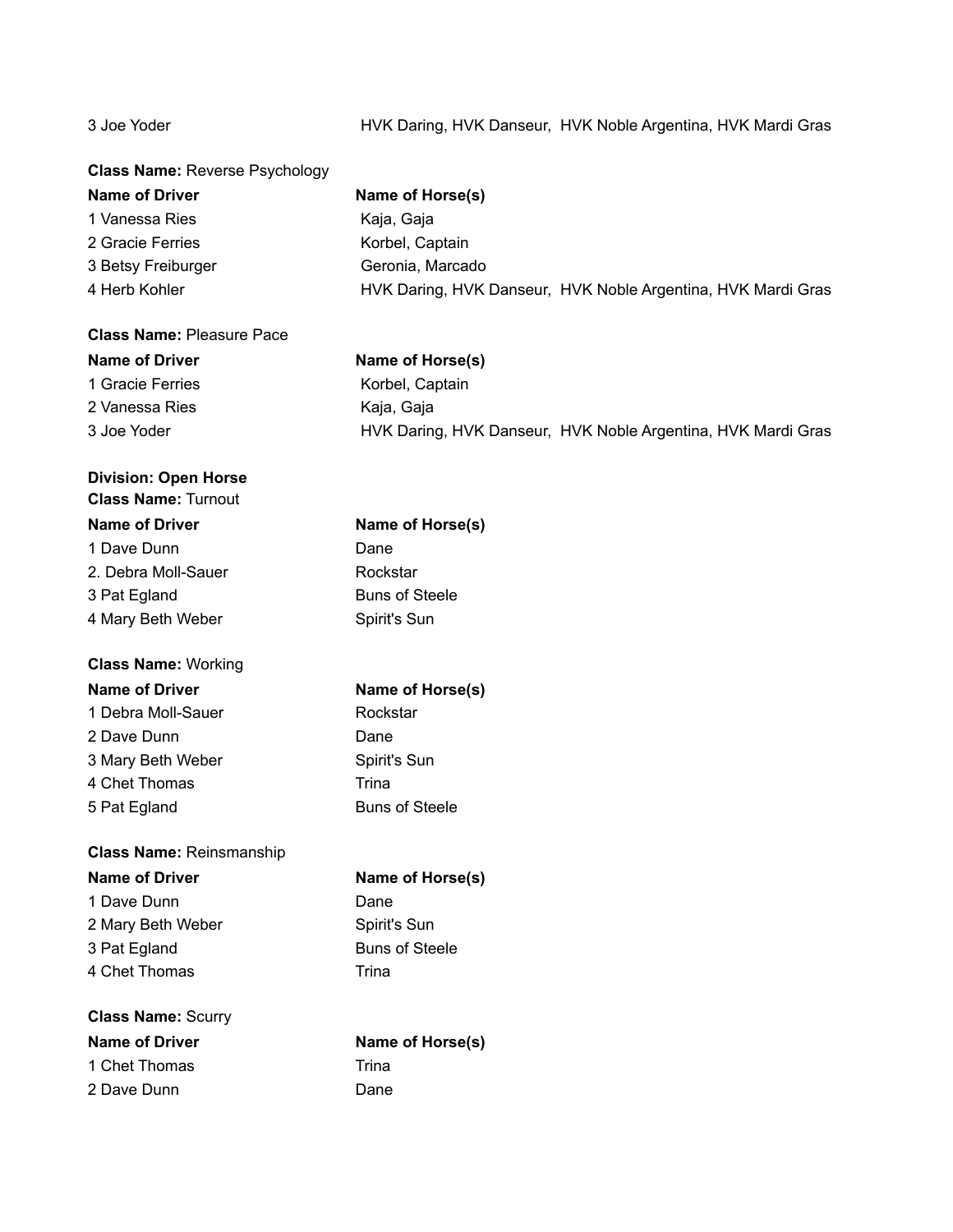| | |
|---|---|
| 3 Joe Yoder | HVK Daring, HVK Danseur, HVK Noble Argentina, HVK Mardi Gras |

**Class Name:** Reverse Psychology

| Name of Driver | Name of Horse(s) |
|---|---|
| 1 Vanessa Ries | Kaja, Gaja |
| 2 Gracie Ferries | Korbel, Captain |
| 3 Betsy Freiburger | Geronia, Marcado |
| 4 Herb Kohler | HVK Daring, HVK Danseur, HVK Noble Argentina, HVK Mardi Gras |

**Class Name:** Pleasure Pace

| Name of Driver | Name of Horse(s) |
|---|---|
| 1 Gracie Ferries | Korbel, Captain |
| 2 Vanessa Ries | Kaja, Gaja |
| 3 Joe Yoder | HVK Daring, HVK Danseur, HVK Noble Argentina, HVK Mardi Gras |

**Division: Open Horse**

**Class Name:** Turnout

| Name of Driver | Name of Horse(s) |
|---|---|
| 1 Dave Dunn | Dane |
| 2. Debra Moll-Sauer | Rockstar |
| 3 Pat Egland | Buns of Steele |
| 4 Mary Beth Weber | Spirit's Sun |

**Class Name:** Working

| Name of Driver | Name of Horse(s) |
|---|---|
| 1 Debra Moll-Sauer | Rockstar |
| 2 Dave Dunn | Dane |
| 3 Mary Beth Weber | Spirit's Sun |
| 4 Chet Thomas | Trina |
| 5 Pat Egland | Buns of Steele |

**Class Name:** Reinsmanship

| Name of Driver | Name of Horse(s) |
|---|---|
| 1 Dave Dunn | Dane |
| 2 Mary Beth Weber | Spirit's Sun |
| 3 Pat Egland | Buns of Steele |
| 4 Chet Thomas | Trina |

**Class Name:** Scurry

| Name of Driver | Name of Horse(s) |
|---|---|
| 1 Chet Thomas | Trina |
| 2 Dave Dunn | Dane |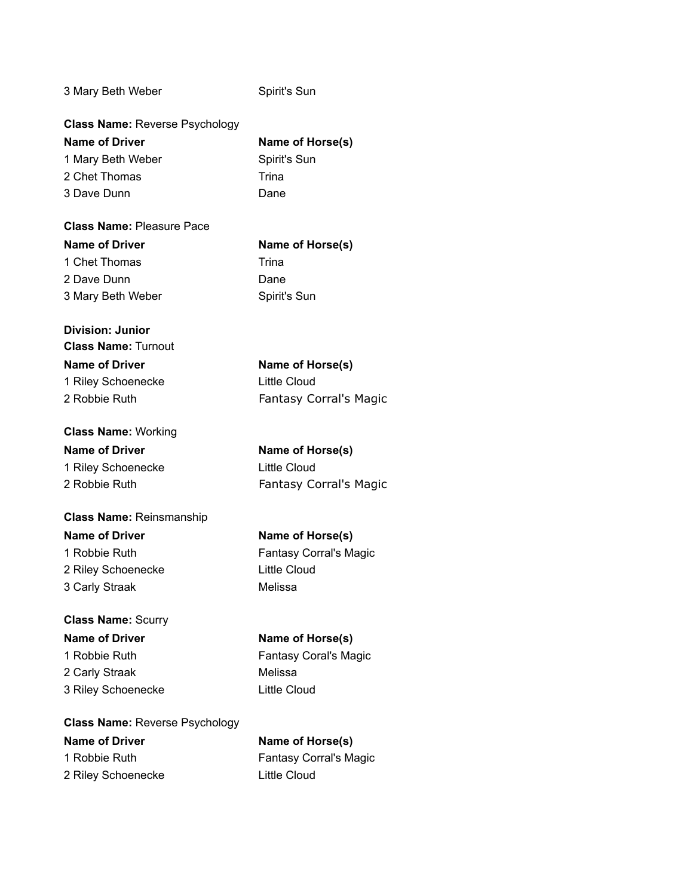3 Mary Beth Weber Spirit's Sun

**Class Name:** Reverse Psychology

| Name of Driver | Name of Horse(s) |
| --- | --- |
| 1 Mary Beth Weber | Spirit's Sun |
| 2 Chet Thomas | Trina |
| 3 Dave Dunn | Dane |

**Class Name:** Pleasure Pace

| Name of Driver | Name of Horse(s) |
| --- | --- |
| 1 Chet Thomas | Trina |
| 2 Dave Dunn | Dane |
| 3 Mary Beth Weber | Spirit's Sun |

**Division: Junior**

**Class Name:** Turnout

| Name of Driver | Name of Horse(s) |
| --- | --- |
| 1 Riley Schoenecke | Little Cloud |
| 2 Robbie Ruth | Fantasy Corral's Magic |

**Class Name:** Working

| Name of Driver | Name of Horse(s) |
| --- | --- |
| 1 Riley Schoenecke | Little Cloud |
| 2 Robbie Ruth | Fantasy Corral's Magic |

**Class Name:** Reinsmanship

| Name of Driver | Name of Horse(s) |
| --- | --- |
| 1 Robbie Ruth | Fantasy Corral's Magic |
| 2 Riley Schoenecke | Little Cloud |
| 3 Carly Straak | Melissa |

**Class Name:** Scurry

| Name of Driver | Name of Horse(s) |
| --- | --- |
| 1 Robbie Ruth | Fantasy Coral's Magic |
| 2 Carly Straak | Melissa |
| 3 Riley Schoenecke | Little Cloud |

**Class Name:** Reverse Psychology

| Name of Driver | Name of Horse(s) |
| --- | --- |
| 1 Robbie Ruth | Fantasy Corral's Magic |
| 2 Riley Schoenecke | Little Cloud |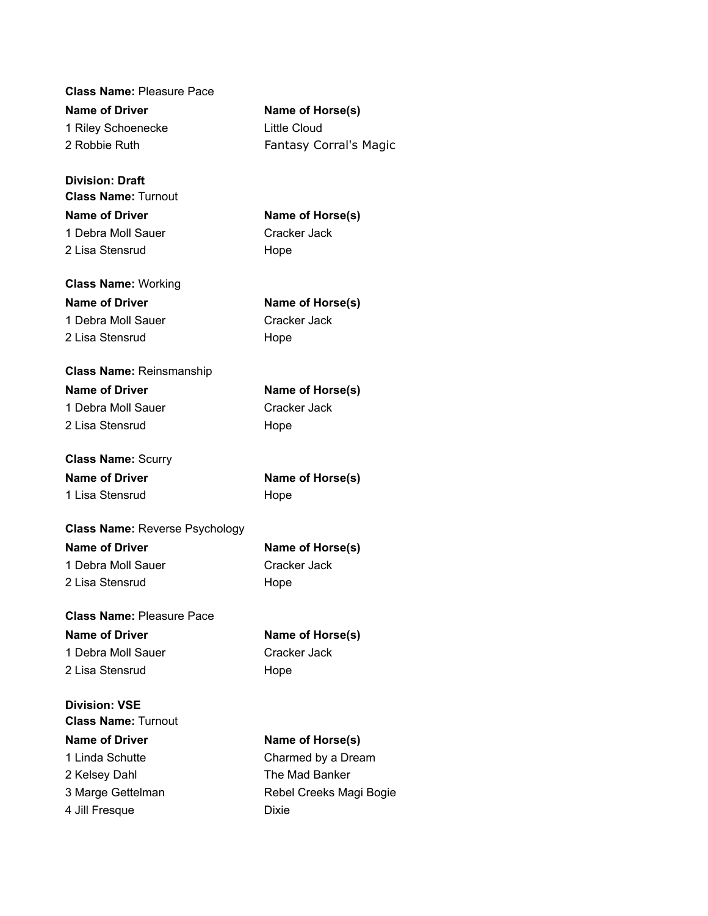**Class Name:** Pleasure Pace

| Name of Driver | Name of Horse(s) |
|---|---|
| 1 Riley Schoenecke | Little Cloud |
| 2 Robbie Ruth | Fantasy Corral's Magic |

**Division: Draft**

**Class Name:** Turnout

| Name of Driver | Name of Horse(s) |
|---|---|
| 1 Debra Moll Sauer | Cracker Jack |
| 2 Lisa Stensrud | Hope |

**Class Name:** Working

| Name of Driver | Name of Horse(s) |
|---|---|
| 1 Debra Moll Sauer | Cracker Jack |
| 2 Lisa Stensrud | Hope |

**Class Name:** Reinsmanship

| Name of Driver | Name of Horse(s) |
|---|---|
| 1 Debra Moll Sauer | Cracker Jack |
| 2 Lisa Stensrud | Hope |

**Class Name:** Scurry

| Name of Driver | Name of Horse(s) |
|---|---|
| 1 Lisa Stensrud | Hope |

**Class Name:** Reverse Psychology

| Name of Driver | Name of Horse(s) |
|---|---|
| 1 Debra Moll Sauer | Cracker Jack |
| 2 Lisa Stensrud | Hope |

**Class Name:** Pleasure Pace

| Name of Driver | Name of Horse(s) |
|---|---|
| 1 Debra Moll Sauer | Cracker Jack |
| 2 Lisa Stensrud | Hope |

**Division: VSE**

**Class Name:** Turnout

| Name of Driver | Name of Horse(s) |
|---|---|
| 1 Linda Schutte | Charmed by a Dream |
| 2 Kelsey Dahl | The Mad Banker |
| 3 Marge Gettelman | Rebel Creeks Magi Bogie |
| 4 Jill Fresque | Dixie |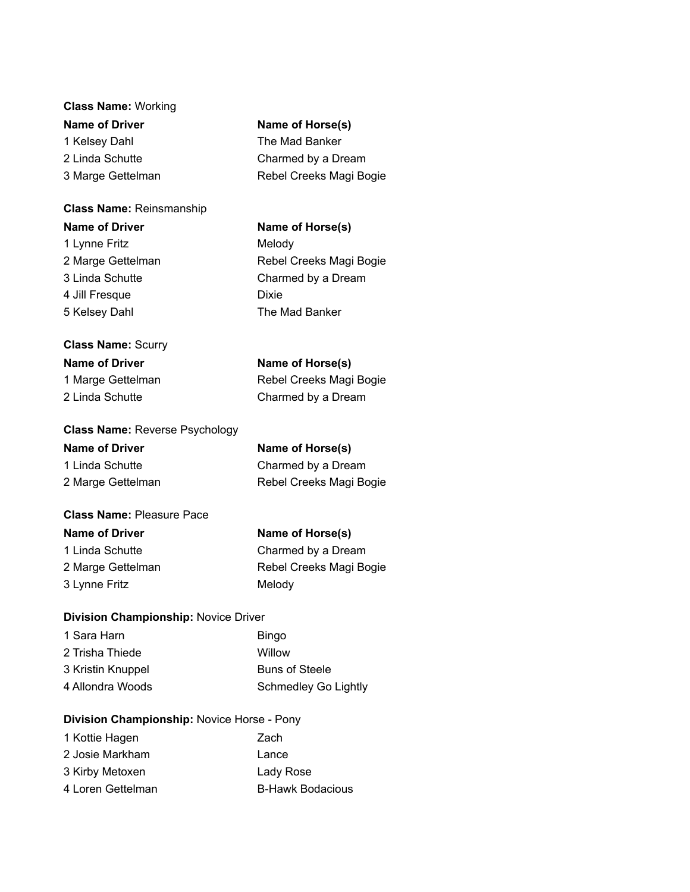**Class Name:** Working

| Name of Driver | Name of Horse(s) |
| --- | --- |
| 1 Kelsey Dahl | The Mad Banker |
| 2 Linda Schutte | Charmed by a Dream |
| 3 Marge Gettelman | Rebel Creeks Magi Bogie |

**Class Name:** Reinsmanship

| Name of Driver | Name of Horse(s) |
| --- | --- |
| 1 Lynne Fritz | Melody |
| 2 Marge Gettelman | Rebel Creeks Magi Bogie |
| 3 Linda Schutte | Charmed by a Dream |
| 4 Jill Fresque | Dixie |
| 5 Kelsey Dahl | The Mad Banker |

**Class Name:** Scurry

| Name of Driver | Name of Horse(s) |
| --- | --- |
| 1 Marge Gettelman | Rebel Creeks Magi Bogie |
| 2 Linda Schutte | Charmed by a Dream |

**Class Name:** Reverse Psychology

| Name of Driver | Name of Horse(s) |
| --- | --- |
| 1 Linda Schutte | Charmed by a Dream |
| 2 Marge Gettelman | Rebel Creeks Magi Bogie |

**Class Name:** Pleasure Pace

| Name of Driver | Name of Horse(s) |
| --- | --- |
| 1 Linda Schutte | Charmed by a Dream |
| 2 Marge Gettelman | Rebel Creeks Magi Bogie |
| 3 Lynne Fritz | Melody |

**Division Championship:** Novice Driver

| | |
| --- | --- |
| 1 Sara Harn | Bingo |
| 2 Trisha Thiede | Willow |
| 3 Kristin Knuppel | Buns of Steele |
| 4 Allondra Woods | Schmedley Go Lightly |

**Division Championship:** Novice Horse - Pony

| | |
| --- | --- |
| 1 Kottie Hagen | Zach |
| 2 Josie Markham | Lance |
| 3 Kirby Metoxen | Lady Rose |
| 4 Loren Gettelman | B-Hawk Bodacious |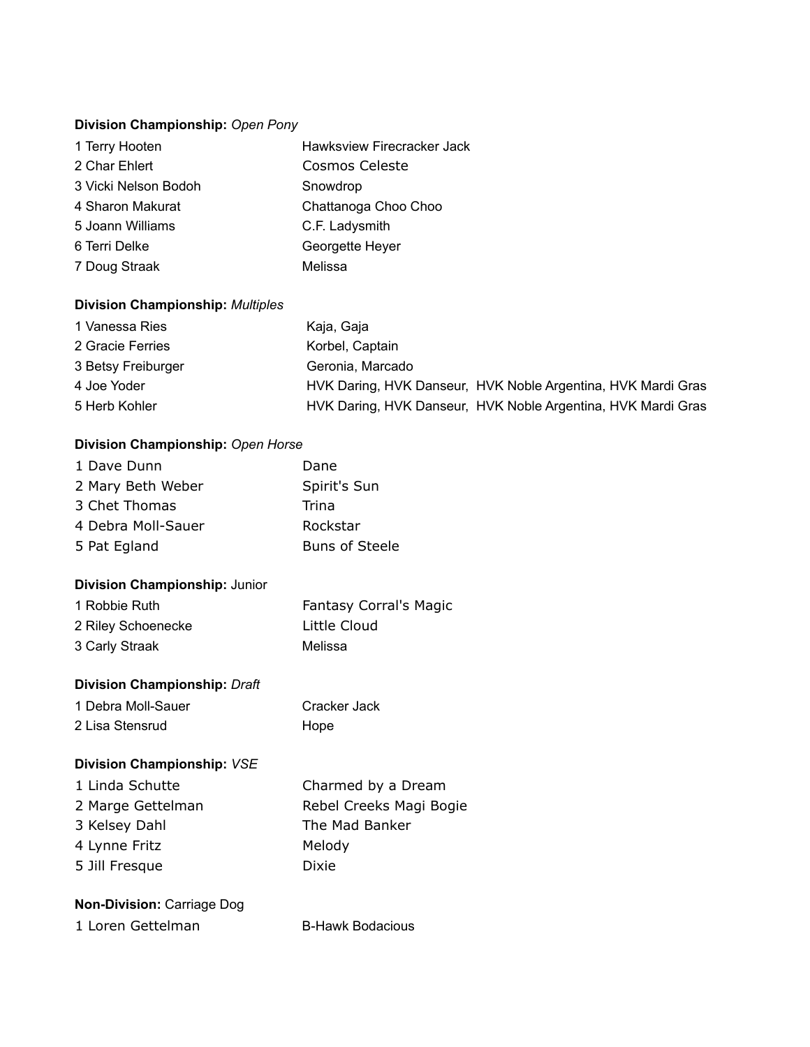**Division Championship:** *Open Pony*

| | |
|---|---|
| 1 Terry Hooten | Hawksview Firecracker Jack |
| 2 Char Ehlert | Cosmos Celeste |
| 3 Vicki Nelson Bodoh | Snowdrop |
| 4 Sharon Makurat | Chattanoga Choo Choo |
| 5 Joann Williams | C.F. Ladysmith |
| 6 Terri Delke | Georgette Heyer |
| 7 Doug Straak | Melissa |

**Division Championship:** *Multiples*

| | |
|---|---|
| 1 Vanessa Ries | Kaja, Gaja |
| 2 Gracie Ferries | Korbel, Captain |
| 3 Betsy Freiburger | Geronia, Marcado |
| 4 Joe Yoder | HVK Daring, HVK Danseur, HVK Noble Argentina, HVK Mardi Gras |
| 5 Herb Kohler | HVK Daring, HVK Danseur, HVK Noble Argentina, HVK Mardi Gras |

**Division Championship:** *Open Horse*

| | |
|---|---|
| 1 Dave Dunn | Dane |
| 2 Mary Beth Weber | Spirit's Sun |
| 3 Chet Thomas | Trina |
| 4 Debra Moll-Sauer | Rockstar |
| 5 Pat Egland | Buns of Steele |

**Division Championship:** Junior

| | |
|---|---|
| 1 Robbie Ruth | Fantasy Corral's Magic |
| 2 Riley Schoenecke | Little Cloud |
| 3 Carly Straak | Melissa |

**Division Championship:** *Draft*

| | |
|---|---|
| 1 Debra Moll-Sauer | Cracker Jack |
| 2 Lisa Stensrud | Hope |

**Division Championship:** *VSE*

| | |
|---|---|
| 1 Linda Schutte | Charmed by a Dream |
| 2 Marge Gettelman | Rebel Creeks Magi Bogie |
| 3 Kelsey Dahl | The Mad Banker |
| 4 Lynne Fritz | Melody |
| 5 Jill Fresque | Dixie |

**Non-Division:** Carriage Dog

| | |
|---|---|
| 1 Loren Gettelman | B-Hawk Bodacious |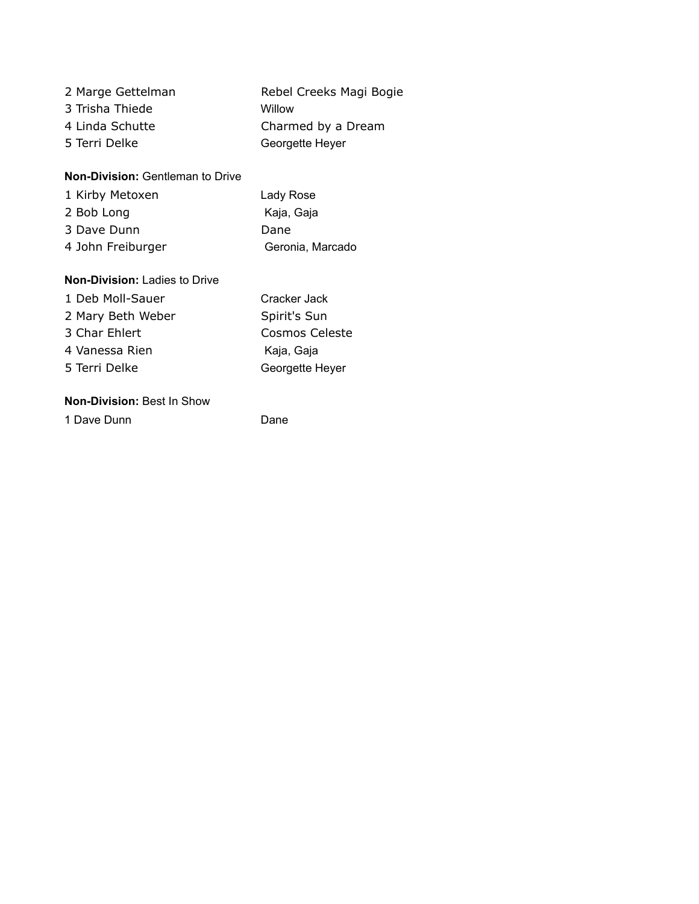| | |
|---|---|
| 2 Marge Gettelman | Rebel Creeks Magi Bogie |
| 3 Trisha Thiede | Willow |
| 4 Linda Schutte | Charmed by a Dream |
| 5 Terri Delke | Georgette Heyer |

**Non-Division:** Gentleman to Drive

| | |
|---|---|
| 1 Kirby Metoxen | Lady Rose |
| 2 Bob Long | Kaja, Gaja |
| 3 Dave Dunn | Dane |
| 4 John Freiburger | Geronia, Marcado |

**Non-Division:** Ladies to Drive

| | |
|---|---|
| 1 Deb Moll-Sauer | Cracker Jack |
| 2 Mary Beth Weber | Spirit's Sun |
| 3 Char Ehlert | Cosmos Celeste |
| 4 Vanessa Rien | Kaja, Gaja |
| 5 Terri Delke | Georgette Heyer |

**Non-Division:** Best In Show

| | |
|---|---|
| 1 Dave Dunn | Dane |